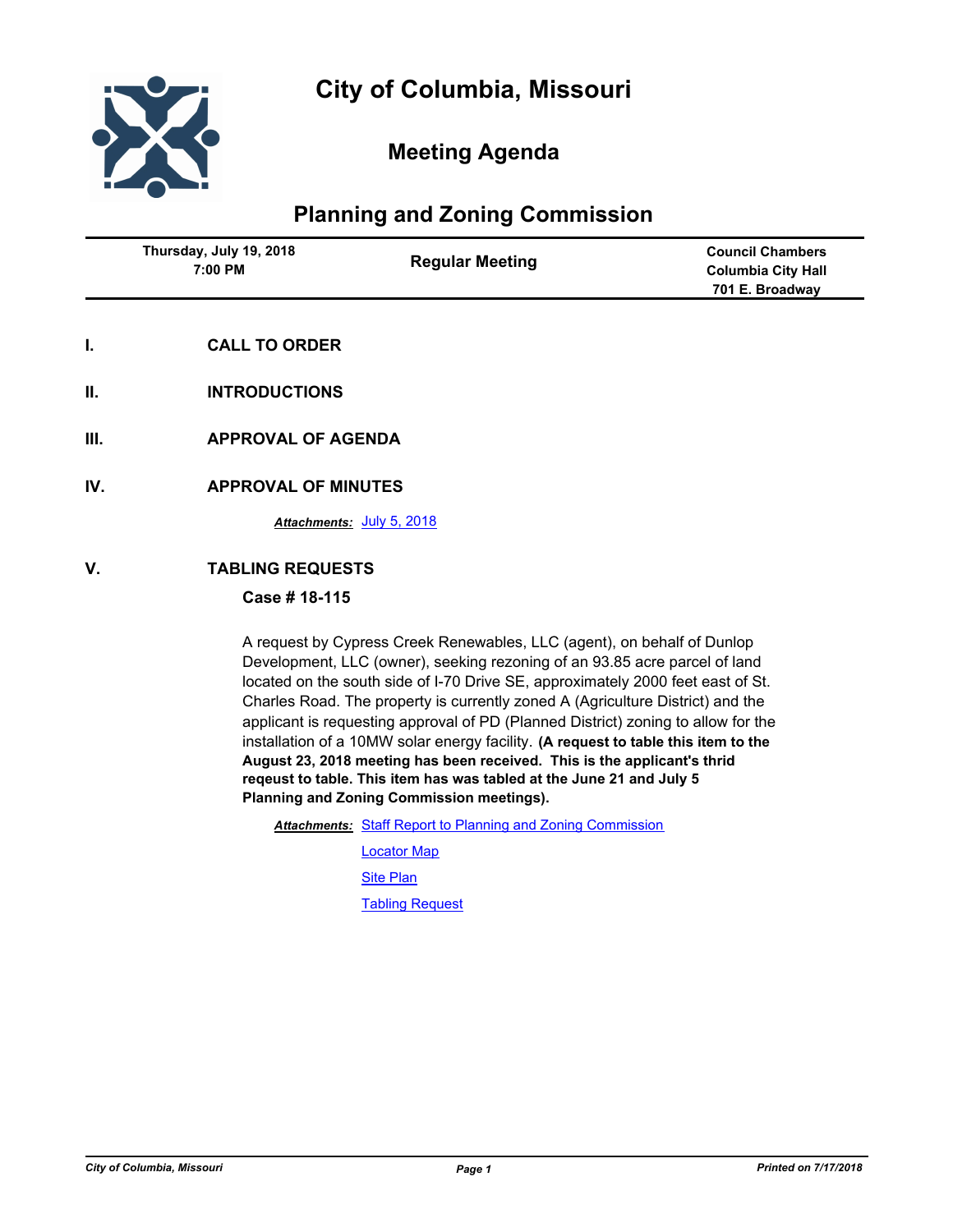# City of Columbia, Missouri

## Meeting Agenda

## Planning and Zoning Commission

| Thursday, July 19, 2018<br>7:00 PM | Regular Meeting | Council Chambers<br>Columbia City Hall<br>701 E. Broadway |
|---|---|---|

## I. CALL TO ORDER

## II. INTRODUCTIONS

## III. APPROVAL OF AGENDA

## IV. APPROVAL OF MINUTES

***Attachments:*** July 5, 2018

## V. TABLING REQUESTS

### Case # 18-115

A request by Cypress Creek Renewables, LLC (agent), on behalf of Dunlop Development, LLC (owner), seeking rezoning of an 93.85 acre parcel of land located on the south side of I-70 Drive SE, approximately 2000 feet east of St. Charles Road. The property is currently zoned A (Agriculture District) and the applicant is requesting approval of PD (Planned District) zoning to allow for the installation of a 10MW solar energy facility. **(A request to table this item to the August 23, 2018 meeting has been received. This is the applicant's thrid reqeust to table. This item has was tabled at the June 21 and July 5 Planning and Zoning Commission meetings).**

***Attachments:*** Staff Report to Planning and Zoning Commission

Locator Map

Site Plan

Tabling Request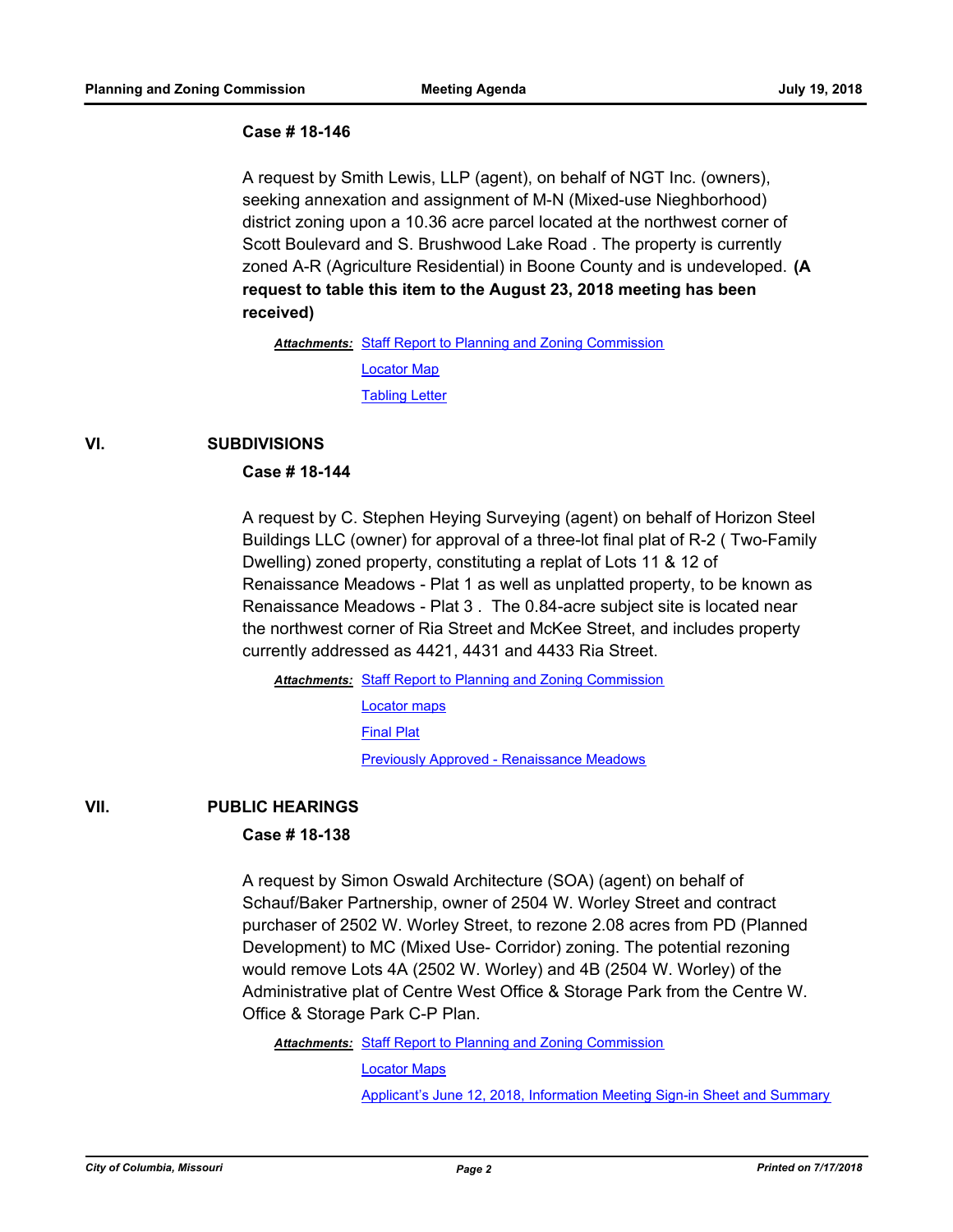**Case # 18-146**

A request by Smith Lewis, LLP (agent), on behalf of NGT Inc. (owners), seeking annexation and assignment of M-N (Mixed-use Nieghborhood) district zoning upon a 10.36 acre parcel located at the northwest corner of Scott Boulevard and S. Brushwood Lake Road . The property is currently zoned A-R (Agriculture Residential) in Boone County and is undeveloped. **(A request to table this item to the August 23, 2018 meeting has been received)**

***Attachments:*** Staff Report to Planning and Zoning Commission
Locator Map
Tabling Letter

## VI. SUBDIVISIONS

**Case # 18-144**

A request by C. Stephen Heying Surveying (agent) on behalf of Horizon Steel Buildings LLC (owner) for approval of a three-lot final plat of R-2 ( Two-Family Dwelling) zoned property, constituting a replat of Lots 11 & 12 of Renaissance Meadows - Plat 1 as well as unplatted property, to be known as Renaissance Meadows - Plat 3 . The 0.84-acre subject site is located near the northwest corner of Ria Street and McKee Street, and includes property currently addressed as 4421, 4431 and 4433 Ria Street.

***Attachments:*** Staff Report to Planning and Zoning Commission
Locator maps
Final Plat
Previously Approved - Renaissance Meadows

## VII. PUBLIC HEARINGS

**Case # 18-138**

A request by Simon Oswald Architecture (SOA) (agent) on behalf of Schauf/Baker Partnership, owner of 2504 W. Worley Street and contract purchaser of 2502 W. Worley Street, to rezone 2.08 acres from PD (Planned Development) to MC (Mixed Use- Corridor) zoning. The potential rezoning would remove Lots 4A (2502 W. Worley) and 4B (2504 W. Worley) of the Administrative plat of Centre West Office & Storage Park from the Centre W. Office & Storage Park C-P Plan.

***Attachments:*** Staff Report to Planning and Zoning Commission
Locator Maps
Applicant's June 12, 2018, Information Meeting Sign-in Sheet and Summary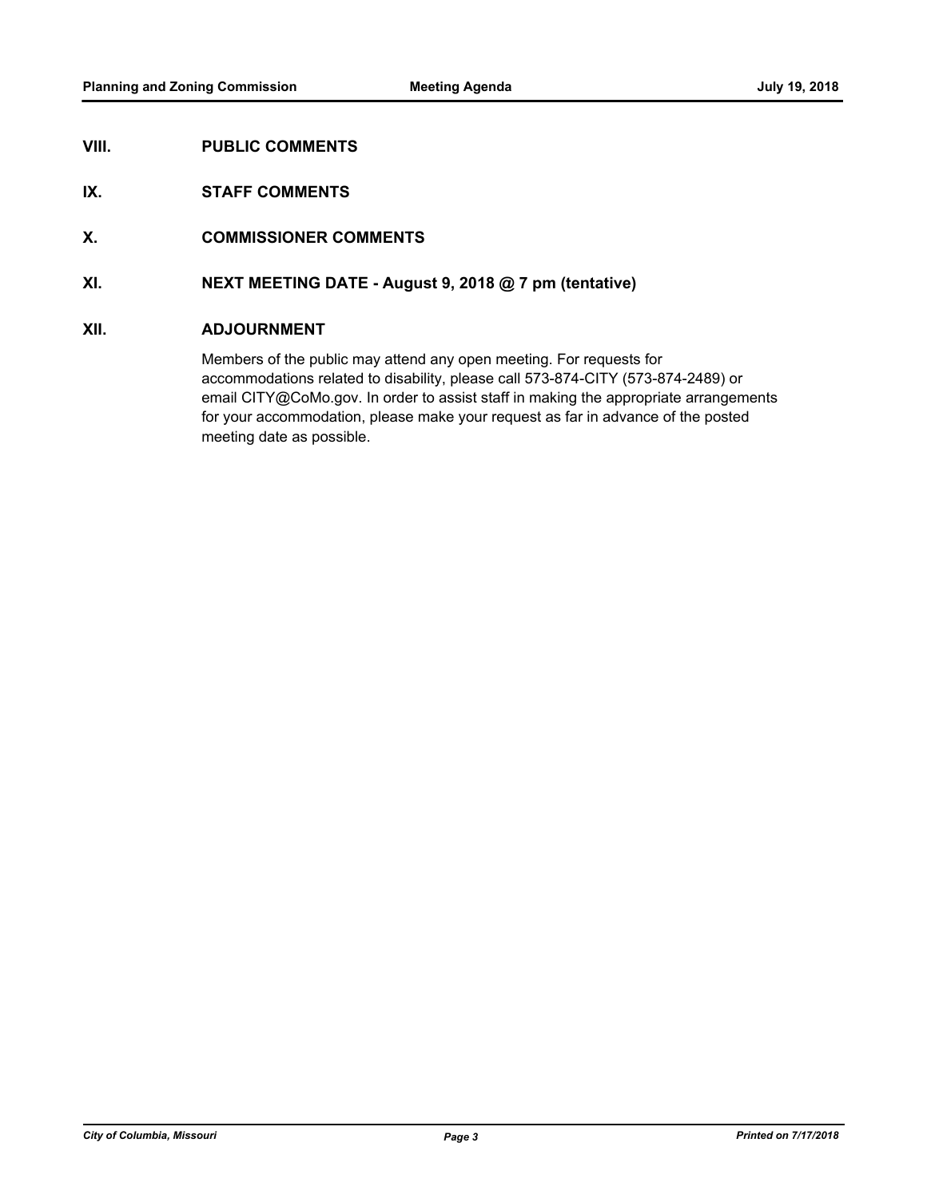## VIII. PUBLIC COMMENTS

## IX. STAFF COMMENTS

## X. COMMISSIONER COMMENTS

## XI. NEXT MEETING DATE - August 9, 2018 @ 7 pm (tentative)

## XII. ADJOURNMENT

Members of the public may attend any open meeting. For requests for accommodations related to disability, please call 573-874-CITY (573-874-2489) or email CITY@CoMo.gov. In order to assist staff in making the appropriate arrangements for your accommodation, please make your request as far in advance of the posted meeting date as possible.